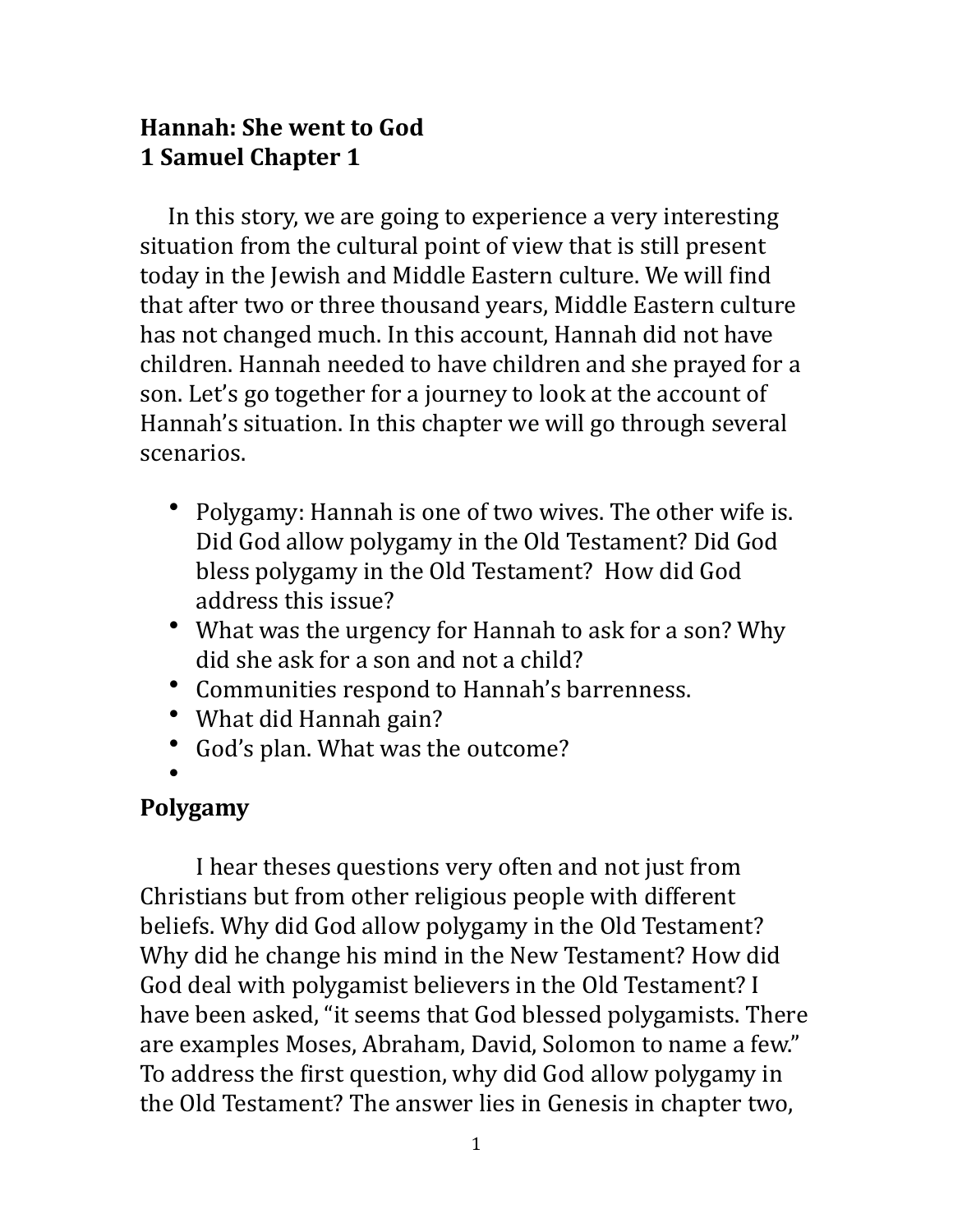**Hannah: She went to God**
**1 Samuel Chapter 1**

In this story, we are going to experience a very interesting situation from the cultural point of view that is still present today in the Jewish and Middle Eastern culture. We will find that after two or three thousand years, Middle Eastern culture has not changed much. In this account, Hannah did not have children. Hannah needed to have children and she prayed for a son. Let's go together for a journey to look at the account of Hannah's situation. In this chapter we will go through several scenarios.

- Polygamy: Hannah is one of two wives. The other wife is. Did God allow polygamy in the Old Testament? Did God bless polygamy in the Old Testament? How did God address this issue?
- What was the urgency for Hannah to ask for a son? Why did she ask for a son and not a child?
- Communities respond to Hannah's barrenness.
- What did Hannah gain?
- God's plan. What was the outcome?
- 

**Polygamy**

I hear theses questions very often and not just from Christians but from other religious people with different beliefs. Why did God allow polygamy in the Old Testament? Why did he change his mind in the New Testament? How did God deal with polygamist believers in the Old Testament? I have been asked, "it seems that God blessed polygamists. There are examples Moses, Abraham, David, Solomon to name a few." To address the first question, why did God allow polygamy in the Old Testament? The answer lies in Genesis in chapter two,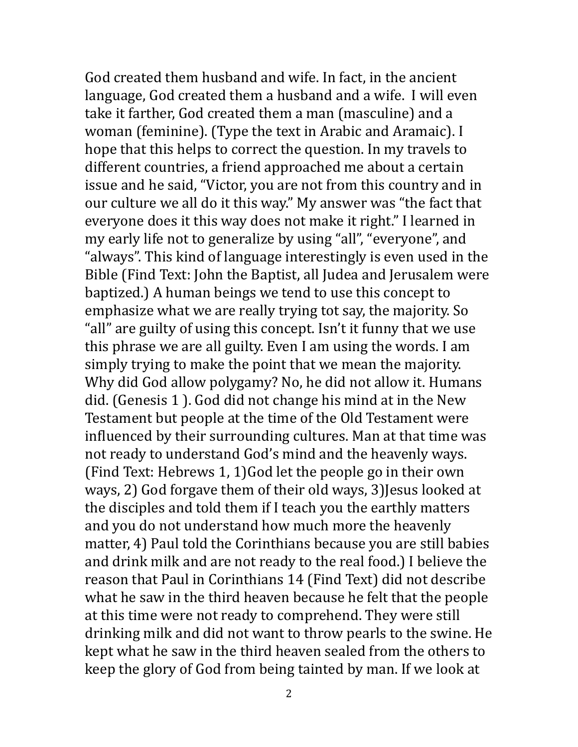God created them husband and wife. In fact, in the ancient language, God created them a husband and a wife. I will even take it farther, God created them a man (masculine) and a woman (feminine). (Type the text in Arabic and Aramaic). I hope that this helps to correct the question. In my travels to different countries, a friend approached me about a certain issue and he said, "Victor, you are not from this country and in our culture we all do it this way." My answer was "the fact that everyone does it this way does not make it right." I learned in my early life not to generalize by using "all", "everyone", and "always". This kind of language interestingly is even used in the Bible (Find Text: John the Baptist, all Judea and Jerusalem were baptized.) A human beings we tend to use this concept to emphasize what we are really trying tot say, the majority. So "all" are guilty of using this concept. Isn't it funny that we use this phrase we are all guilty. Even I am using the words. I am simply trying to make the point that we mean the majority. Why did God allow polygamy? No, he did not allow it. Humans did. (Genesis 1 ). God did not change his mind at in the New Testament but people at the time of the Old Testament were influenced by their surrounding cultures. Man at that time was not ready to understand God's mind and the heavenly ways. (Find Text: Hebrews 1, 1)God let the people go in their own ways, 2) God forgave them of their old ways, 3)Jesus looked at the disciples and told them if I teach you the earthly matters and you do not understand how much more the heavenly matter, 4) Paul told the Corinthians because you are still babies and drink milk and are not ready to the real food.) I believe the reason that Paul in Corinthians 14 (Find Text) did not describe what he saw in the third heaven because he felt that the people at this time were not ready to comprehend. They were still drinking milk and did not want to throw pearls to the swine. He kept what he saw in the third heaven sealed from the others to keep the glory of God from being tainted by man. If we look at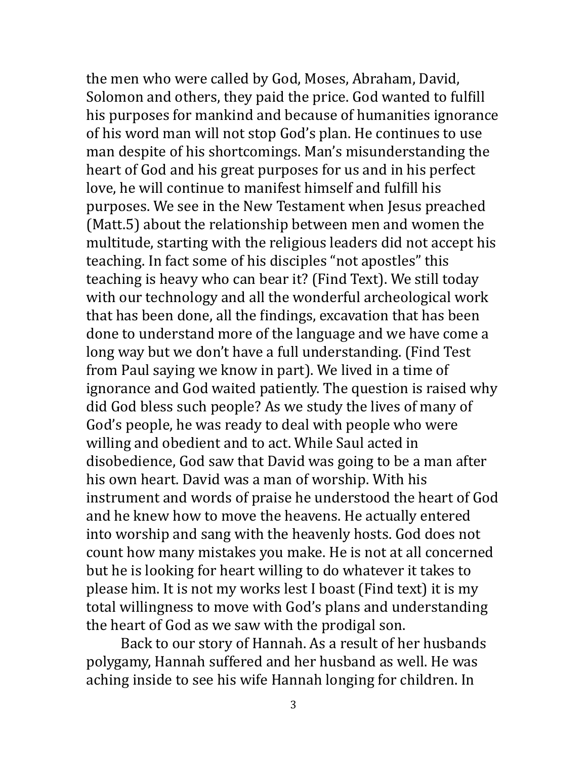the men who were called by God, Moses, Abraham, David, Solomon and others, they paid the price. God wanted to fulfill his purposes for mankind and because of humanities ignorance of his word man will not stop God's plan. He continues to use man despite of his shortcomings. Man's misunderstanding the heart of God and his great purposes for us and in his perfect love, he will continue to manifest himself and fulfill his purposes. We see in the New Testament when Jesus preached (Matt.5) about the relationship between men and women the multitude, starting with the religious leaders did not accept his teaching. In fact some of his disciples "not apostles" this teaching is heavy who can bear it? (Find Text). We still today with our technology and all the wonderful archeological work that has been done, all the findings, excavation that has been done to understand more of the language and we have come a long way but we don't have a full understanding. (Find Test from Paul saying we know in part). We lived in a time of ignorance and God waited patiently. The question is raised why did God bless such people? As we study the lives of many of God's people, he was ready to deal with people who were willing and obedient and to act. While Saul acted in disobedience, God saw that David was going to be a man after his own heart. David was a man of worship. With his instrument and words of praise he understood the heart of God and he knew how to move the heavens. He actually entered into worship and sang with the heavenly hosts. God does not count how many mistakes you make. He is not at all concerned but he is looking for heart willing to do whatever it takes to please him. It is not my works lest I boast (Find text) it is my total willingness to move with God's plans and understanding the heart of God as we saw with the prodigal son.

Back to our story of Hannah. As a result of her husbands polygamy, Hannah suffered and her husband as well. He was aching inside to see his wife Hannah longing for children. In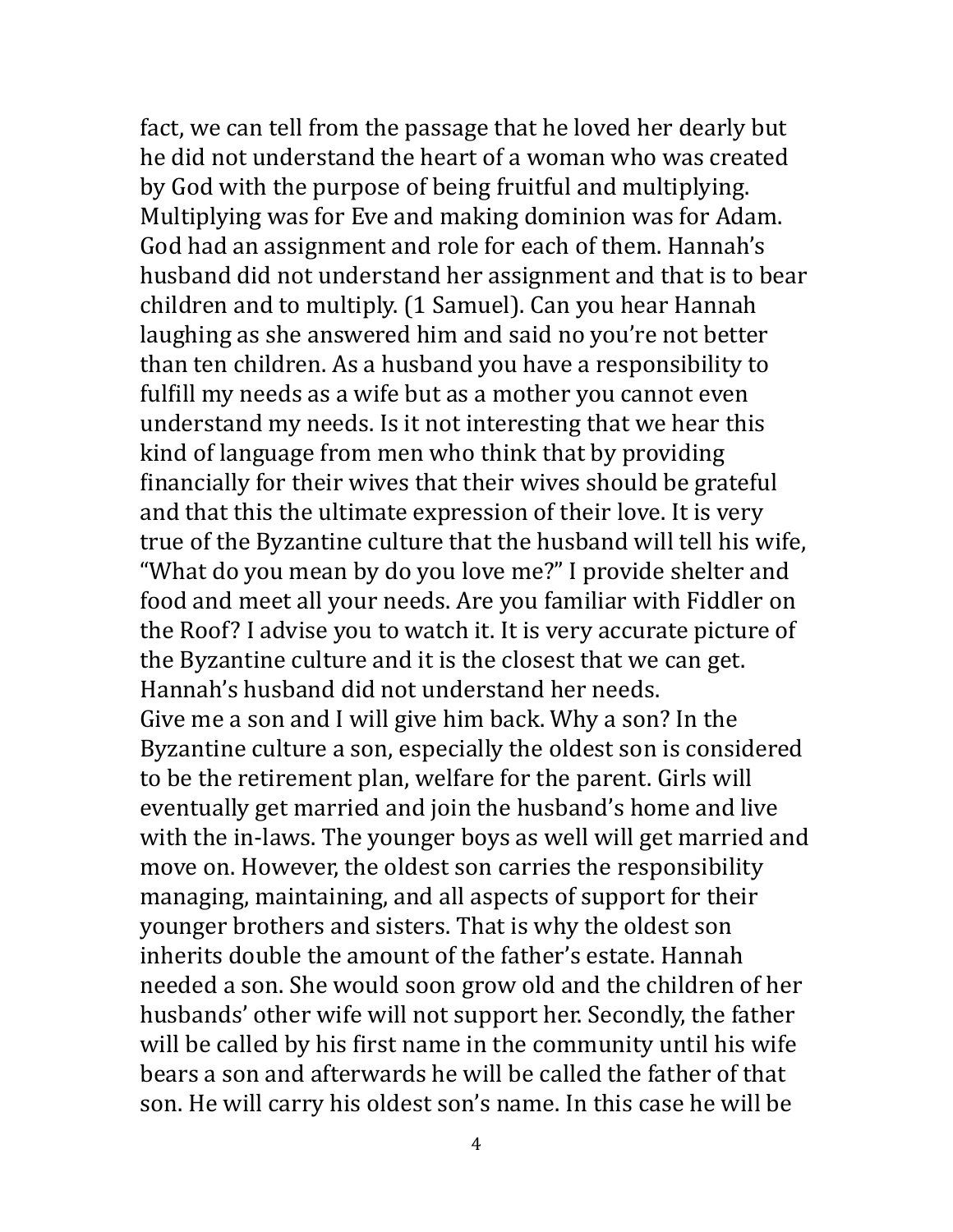fact, we can tell from the passage that he loved her dearly but he did not understand the heart of a woman who was created by God with the purpose of being fruitful and multiplying. Multiplying was for Eve and making dominion was for Adam. God had an assignment and role for each of them. Hannah's husband did not understand her assignment and that is to bear children and to multiply. (1 Samuel). Can you hear Hannah laughing as she answered him and said no you're not better than ten children. As a husband you have a responsibility to fulfill my needs as a wife but as a mother you cannot even understand my needs. Is it not interesting that we hear this kind of language from men who think that by providing financially for their wives that their wives should be grateful and that this the ultimate expression of their love. It is very true of the Byzantine culture that the husband will tell his wife, "What do you mean by do you love me?" I provide shelter and food and meet all your needs. Are you familiar with Fiddler on the Roof? I advise you to watch it. It is very accurate picture of the Byzantine culture and it is the closest that we can get. Hannah's husband did not understand her needs.

Give me a son and I will give him back. Why a son? In the Byzantine culture a son, especially the oldest son is considered to be the retirement plan, welfare for the parent. Girls will eventually get married and join the husband's home and live with the in-laws. The younger boys as well will get married and move on. However, the oldest son carries the responsibility managing, maintaining, and all aspects of support for their younger brothers and sisters. That is why the oldest son inherits double the amount of the father's estate. Hannah needed a son. She would soon grow old and the children of her husbands' other wife will not support her. Secondly, the father will be called by his first name in the community until his wife bears a son and afterwards he will be called the father of that son. He will carry his oldest son's name. In this case he will be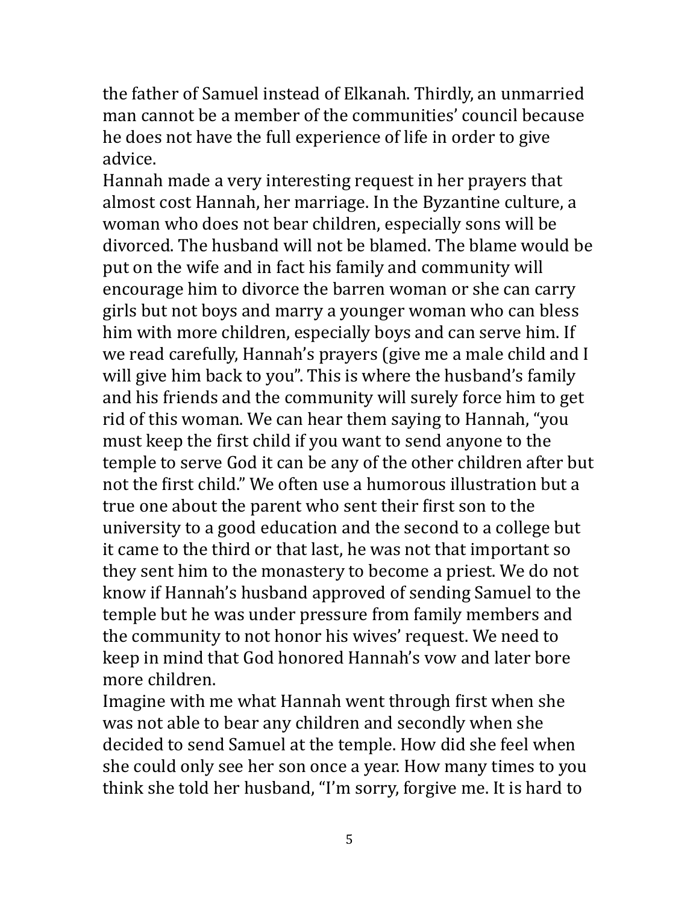the father of Samuel instead of Elkanah. Thirdly, an unmarried man cannot be a member of the communities' council because he does not have the full experience of life in order to give advice.

Hannah made a very interesting request in her prayers that almost cost Hannah, her marriage. In the Byzantine culture, a woman who does not bear children, especially sons will be divorced. The husband will not be blamed. The blame would be put on the wife and in fact his family and community will encourage him to divorce the barren woman or she can carry girls but not boys and marry a younger woman who can bless him with more children, especially boys and can serve him. If we read carefully, Hannah's prayers (give me a male child and I will give him back to you". This is where the husband's family and his friends and the community will surely force him to get rid of this woman. We can hear them saying to Hannah, "you must keep the first child if you want to send anyone to the temple to serve God it can be any of the other children after but not the first child." We often use a humorous illustration but a true one about the parent who sent their first son to the university to a good education and the second to a college but it came to the third or that last, he was not that important so they sent him to the monastery to become a priest. We do not know if Hannah's husband approved of sending Samuel to the temple but he was under pressure from family members and the community to not honor his wives' request. We need to keep in mind that God honored Hannah's vow and later bore more children.

Imagine with me what Hannah went through first when she was not able to bear any children and secondly when she decided to send Samuel at the temple. How did she feel when she could only see her son once a year. How many times to you think she told her husband, "I'm sorry, forgive me. It is hard to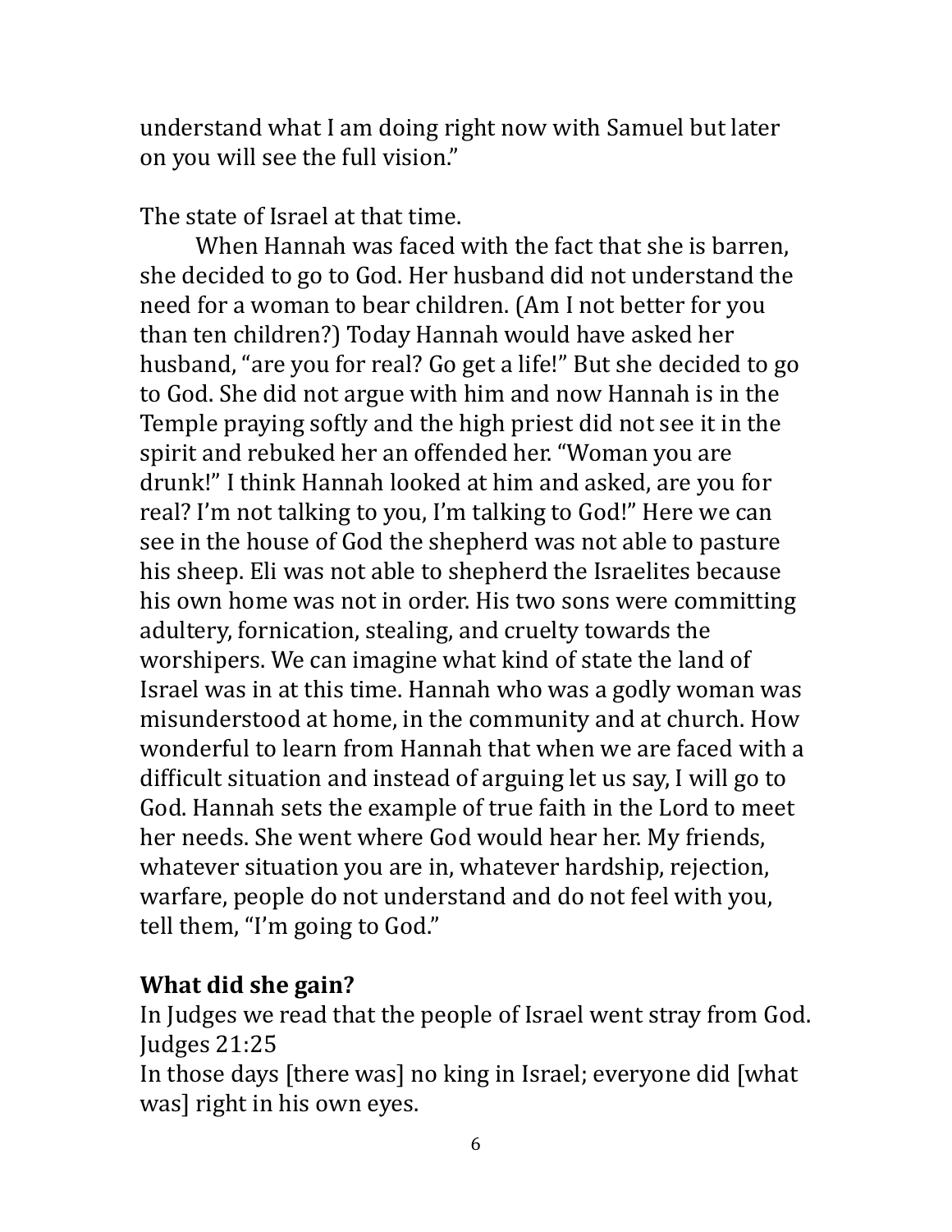understand what I am doing right now with Samuel but later on you will see the full vision."

The state of Israel at that time.

When Hannah was faced with the fact that she is barren, she decided to go to God. Her husband did not understand the need for a woman to bear children. (Am I not better for you than ten children?) Today Hannah would have asked her husband, "are you for real? Go get a life!" But she decided to go to God. She did not argue with him and now Hannah is in the Temple praying softly and the high priest did not see it in the spirit and rebuked her an offended her. "Woman you are drunk!" I think Hannah looked at him and asked, are you for real? I'm not talking to you, I'm talking to God!" Here we can see in the house of God the shepherd was not able to pasture his sheep. Eli was not able to shepherd the Israelites because his own home was not in order. His two sons were committing adultery, fornication, stealing, and cruelty towards the worshipers. We can imagine what kind of state the land of Israel was in at this time. Hannah who was a godly woman was misunderstood at home, in the community and at church. How wonderful to learn from Hannah that when we are faced with a difficult situation and instead of arguing let us say, I will go to God. Hannah sets the example of true faith in the Lord to meet her needs. She went where God would hear her. My friends, whatever situation you are in, whatever hardship, rejection, warfare, people do not understand and do not feel with you, tell them, "I'm going to God."

**What did she gain?**

In Judges we read that the people of Israel went stray from God. Judges 21:25

In those days [there was] no king in Israel; everyone did [what was] right in his own eyes.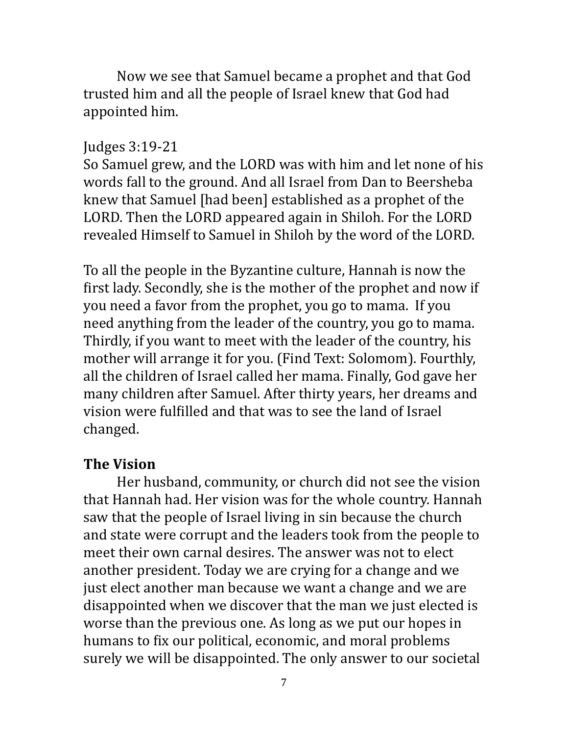Now we see that Samuel became a prophet and that God trusted him and all the people of Israel knew that God had appointed him.

Judges 3:19-21
So Samuel grew, and the LORD was with him and let none of his words fall to the ground. And all Israel from Dan to Beersheba knew that Samuel [had been] established as a prophet of the LORD. Then the LORD appeared again in Shiloh. For the LORD revealed Himself to Samuel in Shiloh by the word of the LORD.

To all the people in the Byzantine culture, Hannah is now the first lady. Secondly, she is the mother of the prophet and now if you need a favor from the prophet, you go to mama. If you need anything from the leader of the country, you go to mama. Thirdly, if you want to meet with the leader of the country, his mother will arrange it for you. (Find Text: Solomom). Fourthly, all the children of Israel called her mama. Finally, God gave her many children after Samuel. After thirty years, her dreams and vision were fulfilled and that was to see the land of Israel changed.

**The Vision**

Her husband, community, or church did not see the vision that Hannah had. Her vision was for the whole country. Hannah saw that the people of Israel living in sin because the church and state were corrupt and the leaders took from the people to meet their own carnal desires. The answer was not to elect another president. Today we are crying for a change and we just elect another man because we want a change and we are disappointed when we discover that the man we just elected is worse than the previous one. As long as we put our hopes in humans to fix our political, economic, and moral problems surely we will be disappointed. The only answer to our societal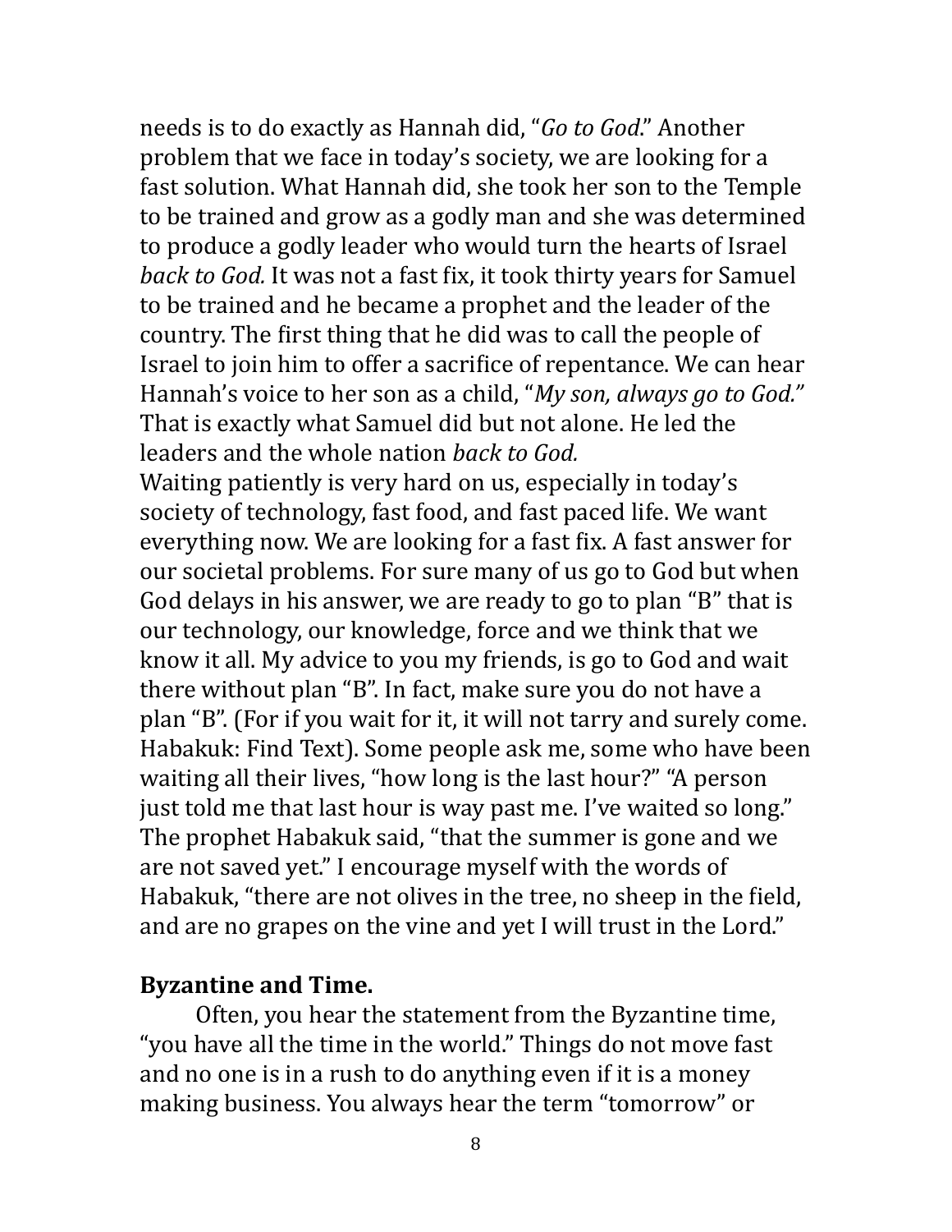needs is to do exactly as Hannah did, "*Go to God*." Another problem that we face in today's society, we are looking for a fast solution. What Hannah did, she took her son to the Temple to be trained and grow as a godly man and she was determined to produce a godly leader who would turn the hearts of Israel *back to God.* It was not a fast fix, it took thirty years for Samuel to be trained and he became a prophet and the leader of the country. The first thing that he did was to call the people of Israel to join him to offer a sacrifice of repentance. We can hear Hannah's voice to her son as a child, "*My son, always go to God.*" That is exactly what Samuel did but not alone. He led the leaders and the whole nation *back to God.*

Waiting patiently is very hard on us, especially in today's society of technology, fast food, and fast paced life. We want everything now. We are looking for a fast fix. A fast answer for our societal problems. For sure many of us go to God but when God delays in his answer, we are ready to go to plan "B" that is our technology, our knowledge, force and we think that we know it all. My advice to you my friends, is go to God and wait there without plan "B". In fact, make sure you do not have a plan "B". (For if you wait for it, it will not tarry and surely come. Habakuk: Find Text). Some people ask me, some who have been waiting all their lives, "how long is the last hour?" "A person just told me that last hour is way past me. I've waited so long." The prophet Habakuk said, "that the summer is gone and we are not saved yet." I encourage myself with the words of Habakuk, "there are not olives in the tree, no sheep in the field, and are no grapes on the vine and yet I will trust in the Lord."

## Byzantine and Time.

Often, you hear the statement from the Byzantine time, "you have all the time in the world." Things do not move fast and no one is in a rush to do anything even if it is a money making business. You always hear the term "tomorrow" or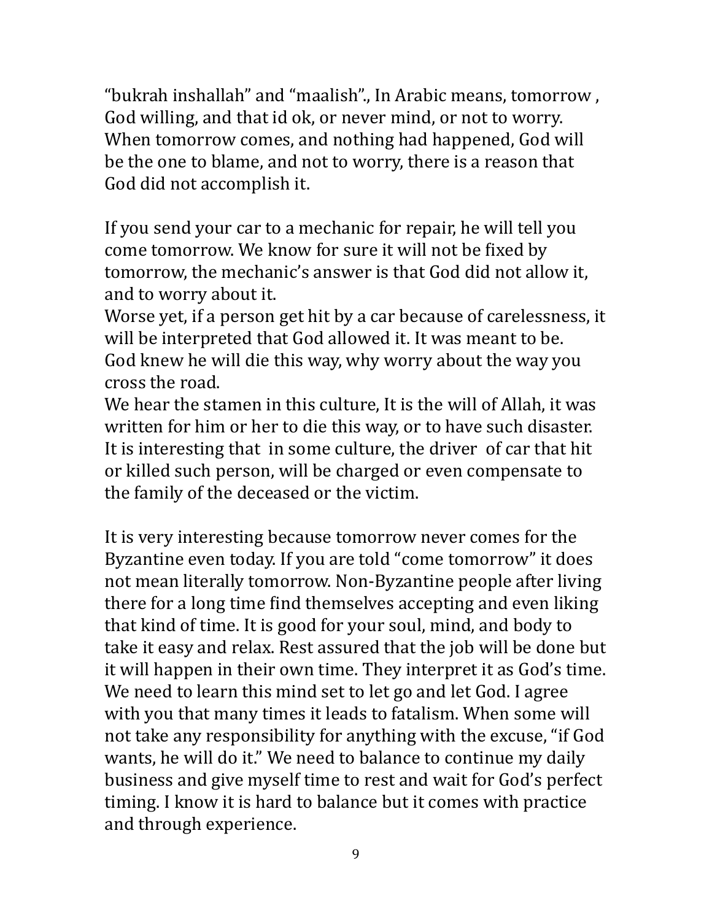“bukrah inshallah” and “maalish”., In Arabic means, tomorrow , God willing, and that id ok, or never mind, or not to worry. When tomorrow comes, and nothing had happened, God will be the one to blame, and not to worry, there is a reason that God did not accomplish it.

If you send your car to a mechanic for repair, he will tell you come tomorrow. We know for sure it will not be fixed by tomorrow, the mechanic’s answer is that God did not allow it, and to worry about it.
Worse yet, if a person get hit by a car because of carelessness, it will be interpreted that God allowed it. It was meant to be. God knew he will die this way, why worry about the way you cross the road.
We hear the stamen in this culture, It is the will of Allah, it was written for him or her to die this way, or to have such disaster. It is interesting that in some culture, the driver of car that hit or killed such person, will be charged or even compensate to the family of the deceased or the victim.

It is very interesting because tomorrow never comes for the Byzantine even today. If you are told “come tomorrow” it does not mean literally tomorrow. Non-Byzantine people after living there for a long time find themselves accepting and even liking that kind of time. It is good for your soul, mind, and body to take it easy and relax. Rest assured that the job will be done but it will happen in their own time. They interpret it as God’s time. We need to learn this mind set to let go and let God. I agree with you that many times it leads to fatalism. When some will not take any responsibility for anything with the excuse, “if God wants, he will do it.” We need to balance to continue my daily business and give myself time to rest and wait for God’s perfect timing. I know it is hard to balance but it comes with practice and through experience.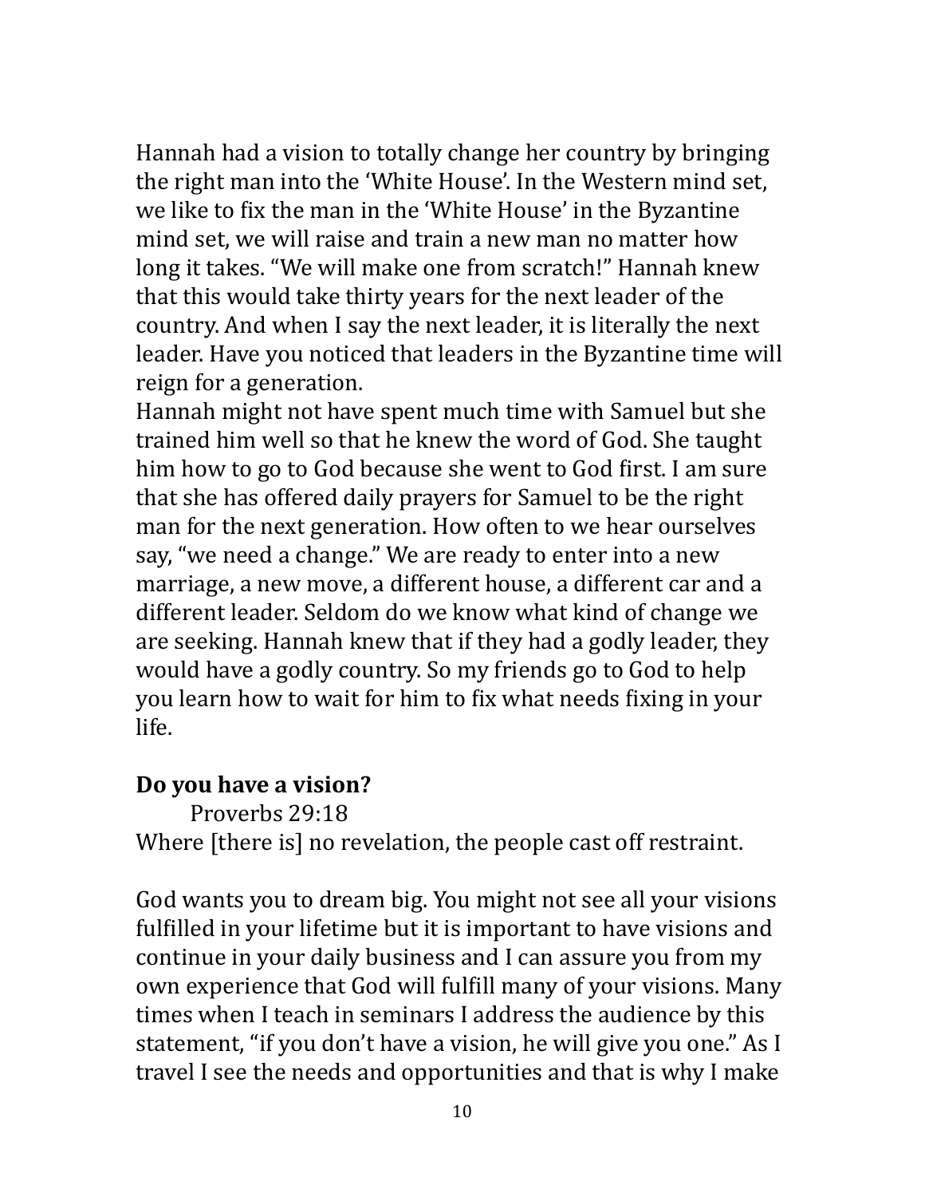Hannah had a vision to totally change her country by bringing the right man into the 'White House'. In the Western mind set, we like to fix the man in the 'White House' in the Byzantine mind set, we will raise and train a new man no matter how long it takes. "We will make one from scratch!" Hannah knew that this would take thirty years for the next leader of the country. And when I say the next leader, it is literally the next leader. Have you noticed that leaders in the Byzantine time will reign for a generation.

Hannah might not have spent much time with Samuel but she trained him well so that he knew the word of God. She taught him how to go to God because she went to God first. I am sure that she has offered daily prayers for Samuel to be the right man for the next generation. How often to we hear ourselves say, "we need a change." We are ready to enter into a new marriage, a new move, a different house, a different car and a different leader. Seldom do we know what kind of change we are seeking. Hannah knew that if they had a godly leader, they would have a godly country. So my friends go to God to help you learn how to wait for him to fix what needs fixing in your life.

**Do you have a vision?**

Proverbs 29:18

Where [there is] no revelation, the people cast off restraint.

God wants you to dream big. You might not see all your visions fulfilled in your lifetime but it is important to have visions and continue in your daily business and I can assure you from my own experience that God will fulfill many of your visions. Many times when I teach in seminars I address the audience by this statement, "if you don't have a vision, he will give you one." As I travel I see the needs and opportunities and that is why I make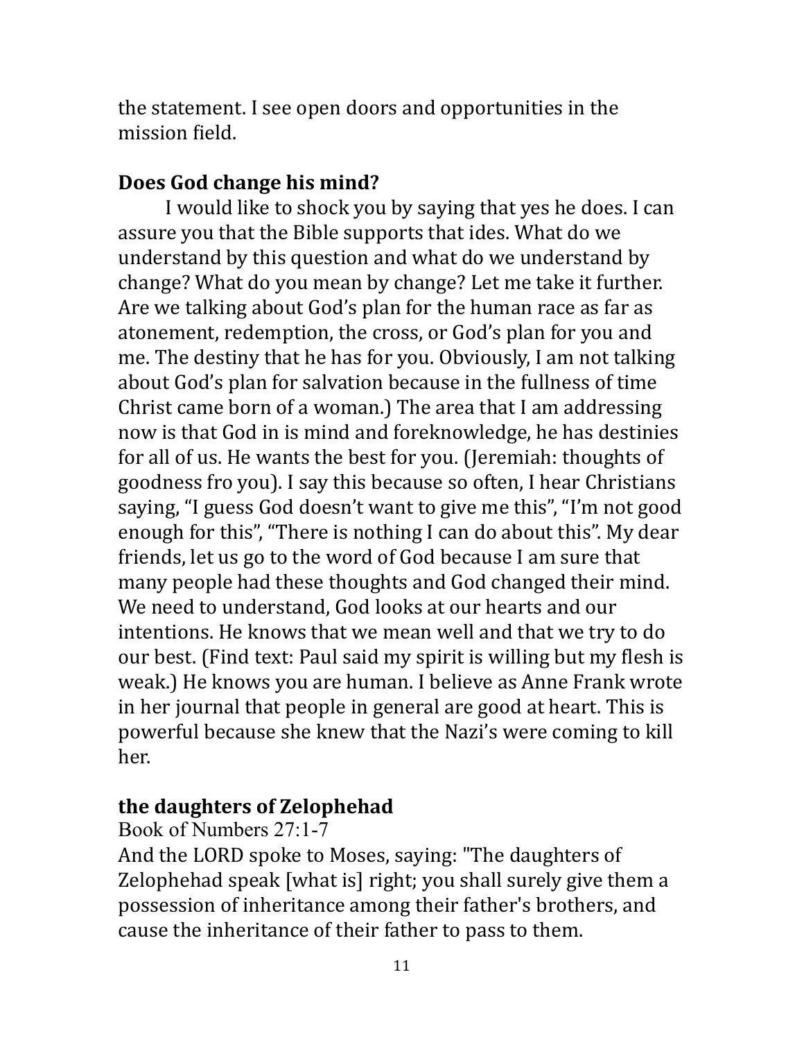the statement. I see open doors and opportunities in the mission field.

## Does God change his mind?

I would like to shock you by saying that yes he does. I can assure you that the Bible supports that ides. What do we understand by this question and what do we understand by change? What do you mean by change? Let me take it further. Are we talking about God's plan for the human race as far as atonement, redemption, the cross, or God's plan for you and me. The destiny that he has for you. Obviously, I am not talking about God's plan for salvation because in the fullness of time Christ came born of a woman.) The area that I am addressing now is that God in is mind and foreknowledge, he has destinies for all of us. He wants the best for you. (Jeremiah: thoughts of goodness fro you). I say this because so often, I hear Christians saying, "I guess God doesn't want to give me this", "I'm not good enough for this", "There is nothing I can do about this". My dear friends, let us go to the word of God because I am sure that many people had these thoughts and God changed their mind. We need to understand, God looks at our hearts and our intentions. He knows that we mean well and that we try to do our best. (Find text: Paul said my spirit is willing but my flesh is weak.) He knows you are human. I believe as Anne Frank wrote in her journal that people in general are good at heart. This is powerful because she knew that the Nazi's were coming to kill her.

## the daughters of Zelophehad

Book of Numbers 27:1-7

And the LORD spoke to Moses, saying: "The daughters of Zelophehad speak [what is] right; you shall surely give them a possession of inheritance among their father's brothers, and cause the inheritance of their father to pass to them.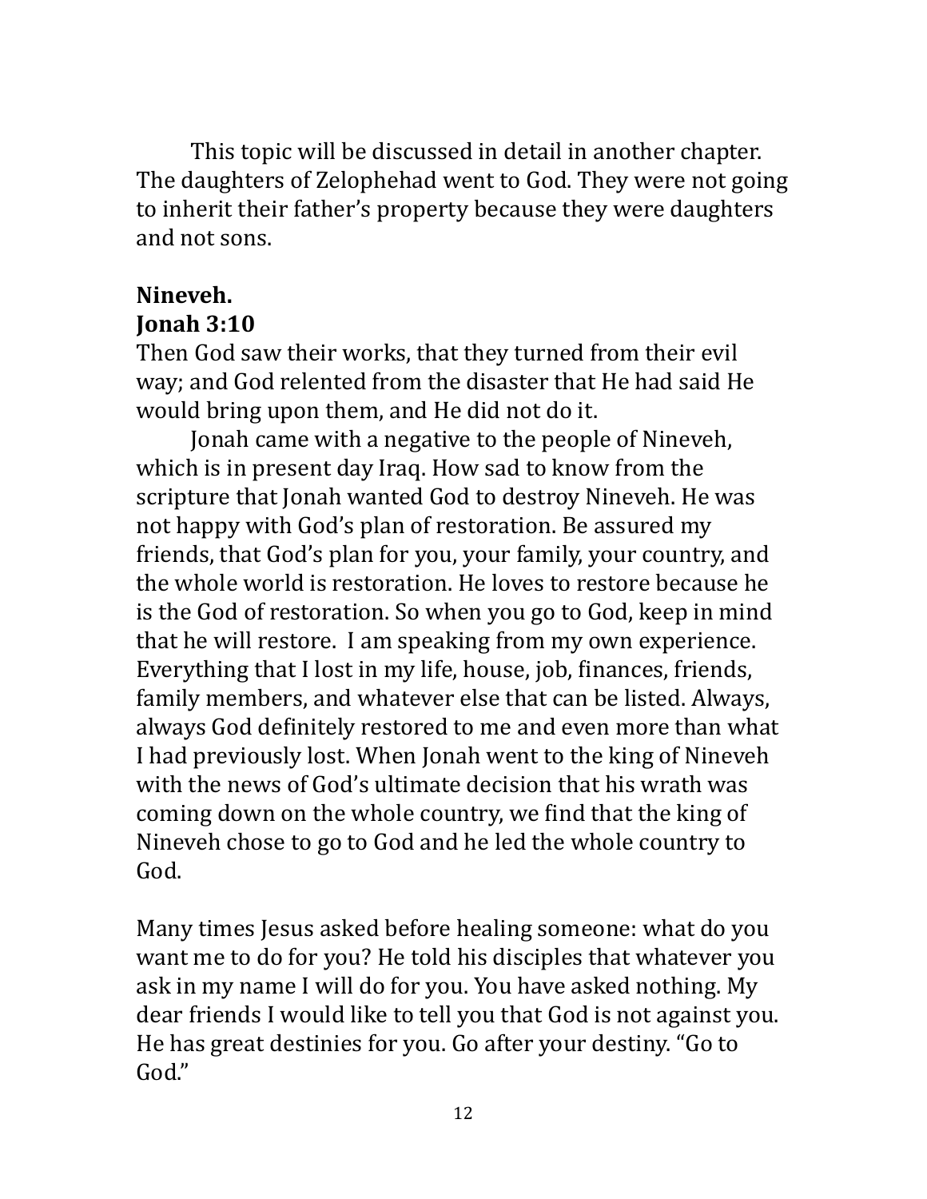This topic will be discussed in detail in another chapter. The daughters of Zelophehad went to God. They were not going to inherit their father's property because they were daughters and not sons.

**Nineveh.**
**Jonah 3:10**

Then God saw their works, that they turned from their evil way; and God relented from the disaster that He had said He would bring upon them, and He did not do it.

Jonah came with a negative to the people of Nineveh, which is in present day Iraq. How sad to know from the scripture that Jonah wanted God to destroy Nineveh. He was not happy with God's plan of restoration. Be assured my friends, that God's plan for you, your family, your country, and the whole world is restoration. He loves to restore because he is the God of restoration. So when you go to God, keep in mind that he will restore. I am speaking from my own experience. Everything that I lost in my life, house, job, finances, friends, family members, and whatever else that can be listed. Always, always God definitely restored to me and even more than what I had previously lost. When Jonah went to the king of Nineveh with the news of God's ultimate decision that his wrath was coming down on the whole country, we find that the king of Nineveh chose to go to God and he led the whole country to God.

Many times Jesus asked before healing someone: what do you want me to do for you? He told his disciples that whatever you ask in my name I will do for you. You have asked nothing. My dear friends I would like to tell you that God is not against you. He has great destinies for you. Go after your destiny. "Go to God."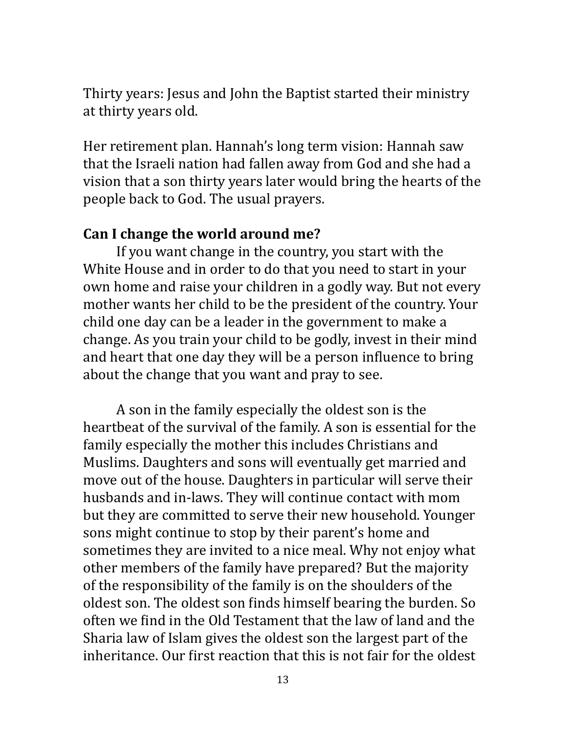Thirty years: Jesus and John the Baptist started their ministry at thirty years old.

Her retirement plan. Hannah's long term vision: Hannah saw that the Israeli nation had fallen away from God and she had a vision that a son thirty years later would bring the hearts of the people back to God. The usual prayers.

**Can I change the world around me?**

If you want change in the country, you start with the White House and in order to do that you need to start in your own home and raise your children in a godly way. But not every mother wants her child to be the president of the country. Your child one day can be a leader in the government to make a change. As you train your child to be godly, invest in their mind and heart that one day they will be a person influence to bring about the change that you want and pray to see.

A son in the family especially the oldest son is the heartbeat of the survival of the family. A son is essential for the family especially the mother this includes Christians and Muslims. Daughters and sons will eventually get married and move out of the house. Daughters in particular will serve their husbands and in-laws. They will continue contact with mom but they are committed to serve their new household. Younger sons might continue to stop by their parent's home and sometimes they are invited to a nice meal. Why not enjoy what other members of the family have prepared? But the majority of the responsibility of the family is on the shoulders of the oldest son. The oldest son finds himself bearing the burden. So often we find in the Old Testament that the law of land and the Sharia law of Islam gives the oldest son the largest part of the inheritance. Our first reaction that this is not fair for the oldest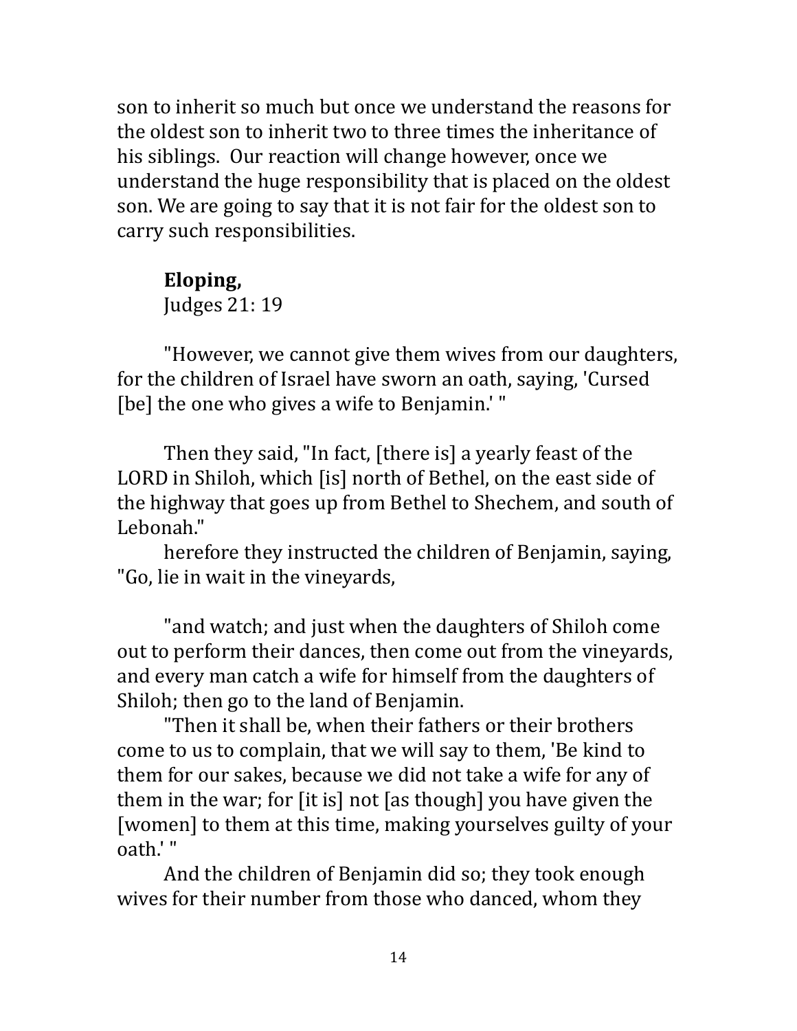son to inherit so much but once we understand the reasons for the oldest son to inherit two to three times the inheritance of his siblings. Our reaction will change however, once we understand the huge responsibility that is placed on the oldest son. We are going to say that it is not fair for the oldest son to carry such responsibilities.

**Eloping,**
Judges 21: 19

"However, we cannot give them wives from our daughters, for the children of Israel have sworn an oath, saying, 'Cursed [be] the one who gives a wife to Benjamin.' "

Then they said, "In fact, [there is] a yearly feast of the LORD in Shiloh, which [is] north of Bethel, on the east side of the highway that goes up from Bethel to Shechem, and south of Lebonah."

herefore they instructed the children of Benjamin, saying, "Go, lie in wait in the vineyards,

"and watch; and just when the daughters of Shiloh come out to perform their dances, then come out from the vineyards, and every man catch a wife for himself from the daughters of Shiloh; then go to the land of Benjamin.

"Then it shall be, when their fathers or their brothers come to us to complain, that we will say to them, 'Be kind to them for our sakes, because we did not take a wife for any of them in the war; for [it is] not [as though] you have given the [women] to them at this time, making yourselves guilty of your oath.' "

And the children of Benjamin did so; they took enough wives for their number from those who danced, whom they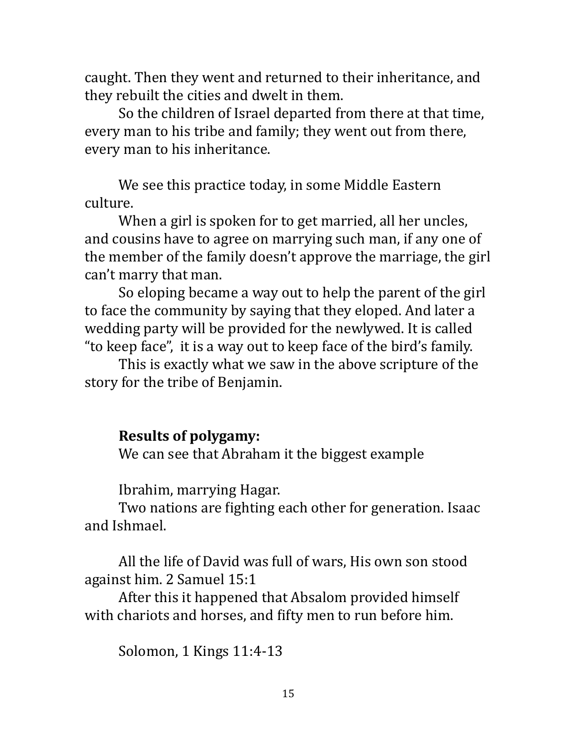caught. Then they went and returned to their inheritance, and they rebuilt the cities and dwelt in them.

So the children of Israel departed from there at that time, every man to his tribe and family; they went out from there, every man to his inheritance.

We see this practice today, in some Middle Eastern culture.

When a girl is spoken for to get married, all her uncles, and cousins have to agree on marrying such man, if any one of the member of the family doesn't approve the marriage, the girl can't marry that man.

So eloping became a way out to help the parent of the girl to face the community by saying that they eloped. And later a wedding party will be provided for the newlywed. It is called "to keep face", it is a way out to keep face of the bird's family.

This is exactly what we saw in the above scripture of the story for the tribe of Benjamin.

**Results of polygamy:**

We can see that Abraham it the biggest example

Ibrahim, marrying Hagar.

Two nations are fighting each other for generation. Isaac and Ishmael.

All the life of David was full of wars, His own son stood against him. 2 Samuel 15:1

After this it happened that Absalom provided himself with chariots and horses, and fifty men to run before him.

Solomon, 1 Kings 11:4-13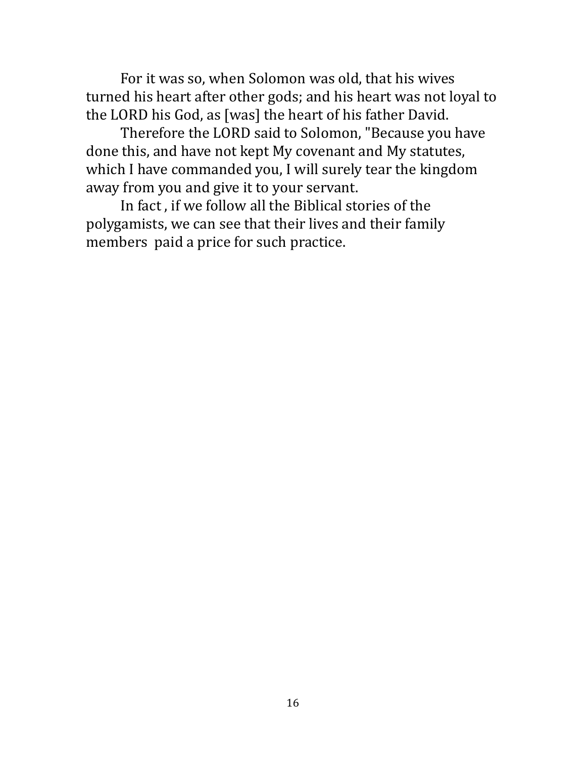For it was so, when Solomon was old, that his wives turned his heart after other gods; and his heart was not loyal to the LORD his God, as [was] the heart of his father David.

Therefore the LORD said to Solomon, "Because you have done this, and have not kept My covenant and My statutes, which I have commanded you, I will surely tear the kingdom away from you and give it to your servant.

In fact , if we follow all the Biblical stories of the polygamists, we can see that their lives and their family members paid a price for such practice.